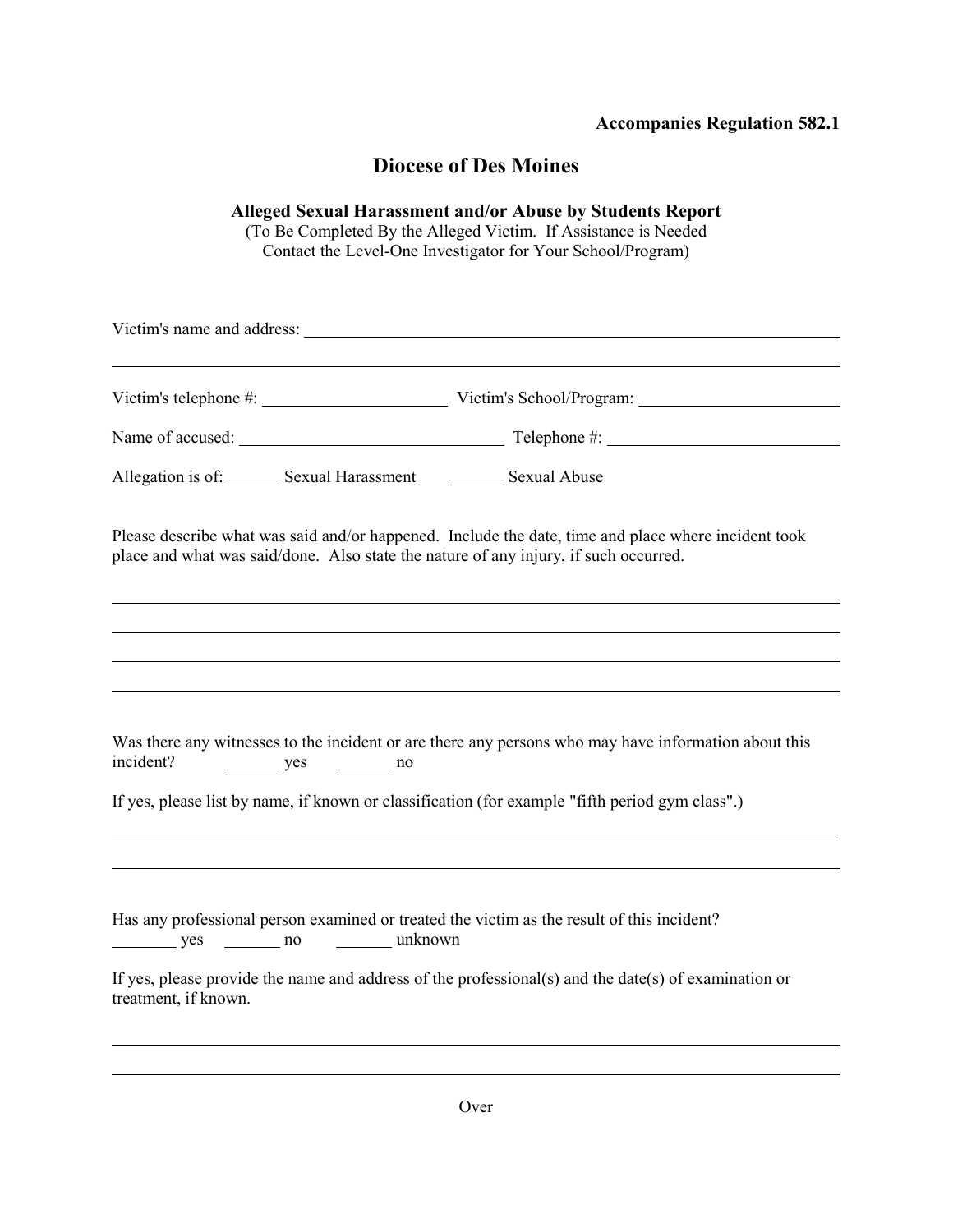**Accompanies Regulation 582.1**

# Diocese of Des Moines

## Alleged Sexual Harassment and/or Abuse by Students Report

(To Be Completed By the Alleged Victim. If Assistance is Needed Contact the Level-One Investigator for Your School/Program)

Victim's name and address: ______________________________________________

______________________________________________________________________

Victim's telephone #: ____________________ Victim's School/Program: ____________________

Name of accused: ____________________________ Telephone #: ________________________

Allegation is of: ______ Sexual Harassment ______ Sexual Abuse

Please describe what was said and/or happened. Include the date, time and place where incident took place and what was said/done. Also state the nature of any injury, if such occurred.

______________________________________________________________________

______________________________________________________________________

______________________________________________________________________

______________________________________________________________________

Was there any witnesses to the incident or are there any persons who may have information about this incident? ______ yes ______ no

If yes, please list by name, if known or classification (for example "fifth period gym class".)

______________________________________________________________________

______________________________________________________________________

Has any professional person examined or treated the victim as the result of this incident?
______ yes ______ no ______ unknown

If yes, please provide the name and address of the professional(s) and the date(s) of examination or treatment, if known.

______________________________________________________________________

______________________________________________________________________

Over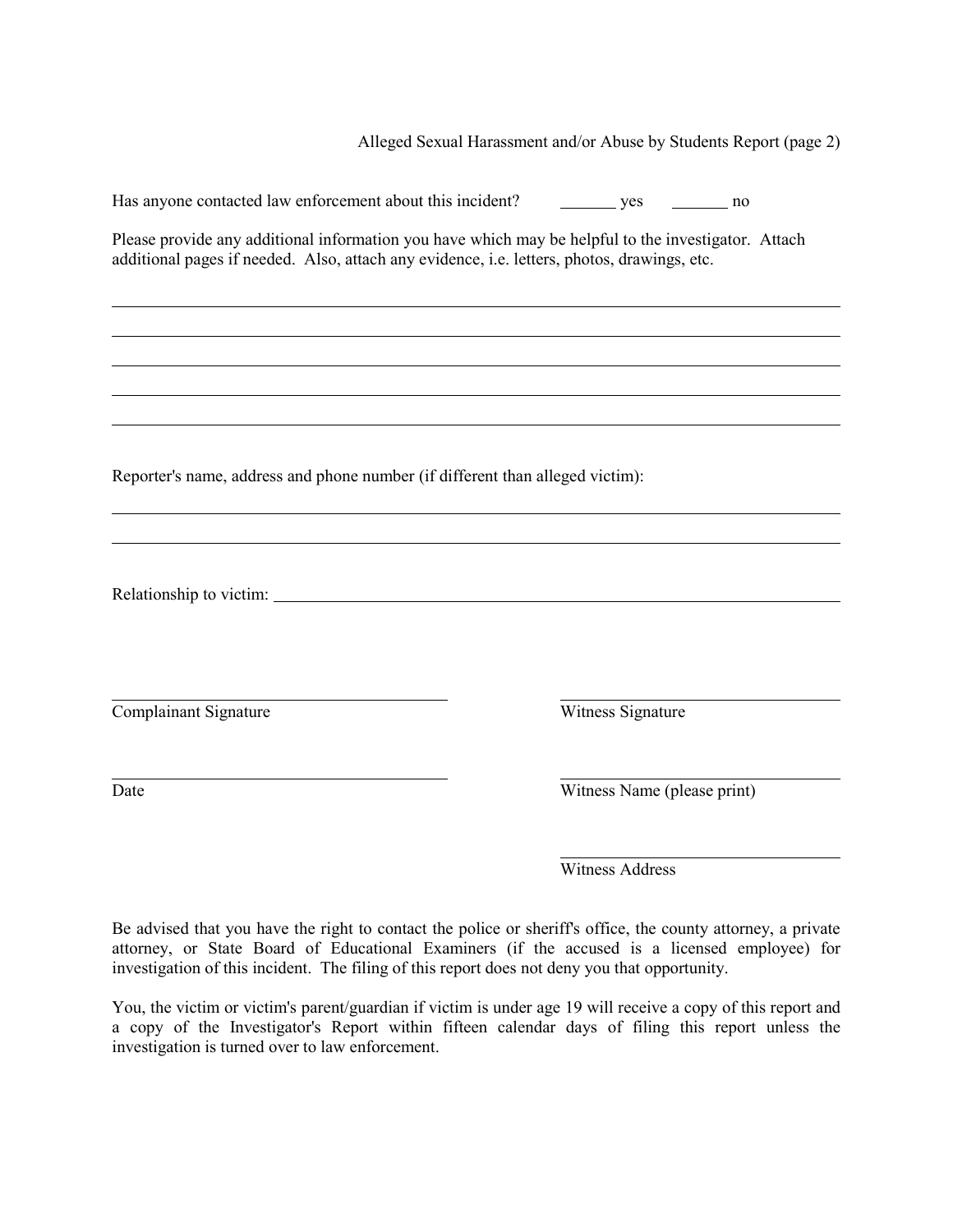Alleged Sexual Harassment and/or Abuse by Students Report (page 2)

Has anyone contacted law enforcement about this incident? _______ yes _______ no

Please provide any additional information you have which may be helpful to the investigator. Attach additional pages if needed. Also, attach any evidence, i.e. letters, photos, drawings, etc.

\_\_\_\_\_\_\_\_\_\_\_\_\_\_\_\_\_\_\_\_\_\_\_\_\_\_\_\_\_\_\_\_\_\_\_\_\_\_\_\_\_\_\_\_\_\_\_\_\_\_\_\_\_\_\_\_\_\_\_\_\_\_\_\_\_\_\_\_\_\_\_\_\_\_\_\_

\_\_\_\_\_\_\_\_\_\_\_\_\_\_\_\_\_\_\_\_\_\_\_\_\_\_\_\_\_\_\_\_\_\_\_\_\_\_\_\_\_\_\_\_\_\_\_\_\_\_\_\_\_\_\_\_\_\_\_\_\_\_\_\_\_\_\_\_\_\_\_\_\_\_\_\_

\_\_\_\_\_\_\_\_\_\_\_\_\_\_\_\_\_\_\_\_\_\_\_\_\_\_\_\_\_\_\_\_\_\_\_\_\_\_\_\_\_\_\_\_\_\_\_\_\_\_\_\_\_\_\_\_\_\_\_\_\_\_\_\_\_\_\_\_\_\_\_\_\_\_\_\_

\_\_\_\_\_\_\_\_\_\_\_\_\_\_\_\_\_\_\_\_\_\_\_\_\_\_\_\_\_\_\_\_\_\_\_\_\_\_\_\_\_\_\_\_\_\_\_\_\_\_\_\_\_\_\_\_\_\_\_\_\_\_\_\_\_\_\_\_\_\_\_\_\_\_\_\_

\_\_\_\_\_\_\_\_\_\_\_\_\_\_\_\_\_\_\_\_\_\_\_\_\_\_\_\_\_\_\_\_\_\_\_\_\_\_\_\_\_\_\_\_\_\_\_\_\_\_\_\_\_\_\_\_\_\_\_\_\_\_\_\_\_\_\_\_\_\_\_\_\_\_\_\_

Reporter's name, address and phone number (if different than alleged victim):

\_\_\_\_\_\_\_\_\_\_\_\_\_\_\_\_\_\_\_\_\_\_\_\_\_\_\_\_\_\_\_\_\_\_\_\_\_\_\_\_\_\_\_\_\_\_\_\_\_\_\_\_\_\_\_\_\_\_\_\_\_\_\_\_\_\_\_\_\_\_\_\_\_\_\_\_

\_\_\_\_\_\_\_\_\_\_\_\_\_\_\_\_\_\_\_\_\_\_\_\_\_\_\_\_\_\_\_\_\_\_\_\_\_\_\_\_\_\_\_\_\_\_\_\_\_\_\_\_\_\_\_\_\_\_\_\_\_\_\_\_\_\_\_\_\_\_\_\_\_\_\_\_

Relationship to victim: \_\_\_\_\_\_\_\_\_\_\_\_\_\_\_\_\_\_\_\_\_\_\_\_\_\_\_\_\_\_\_\_\_\_\_\_\_\_\_\_\_\_\_\_\_\_\_\_\_\_\_\_\_\_\_\_

| | |
|---|---|
| \_\_\_\_\_\_\_\_\_\_\_\_\_\_\_\_\_\_\_\_\_\_\_\_\_\_\_\_ | \_\_\_\_\_\_\_\_\_\_\_\_\_\_\_\_\_\_\_\_\_\_\_\_\_\_\_\_ |
| Complainant Signature | Witness Signature |
| \_\_\_\_\_\_\_\_\_\_\_\_\_\_\_\_\_\_\_\_\_\_\_\_\_\_\_\_ | \_\_\_\_\_\_\_\_\_\_\_\_\_\_\_\_\_\_\_\_\_\_\_\_\_\_\_\_ |
| Date | Witness Name (please print) |
| | \_\_\_\_\_\_\_\_\_\_\_\_\_\_\_\_\_\_\_\_\_\_\_\_\_\_\_\_ |
| | Witness Address |

Be advised that you have the right to contact the police or sheriff's office, the county attorney, a private attorney, or State Board of Educational Examiners (if the accused is a licensed employee) for investigation of this incident. The filing of this report does not deny you that opportunity.

You, the victim or victim's parent/guardian if victim is under age 19 will receive a copy of this report and a copy of the Investigator's Report within fifteen calendar days of filing this report unless the investigation is turned over to law enforcement.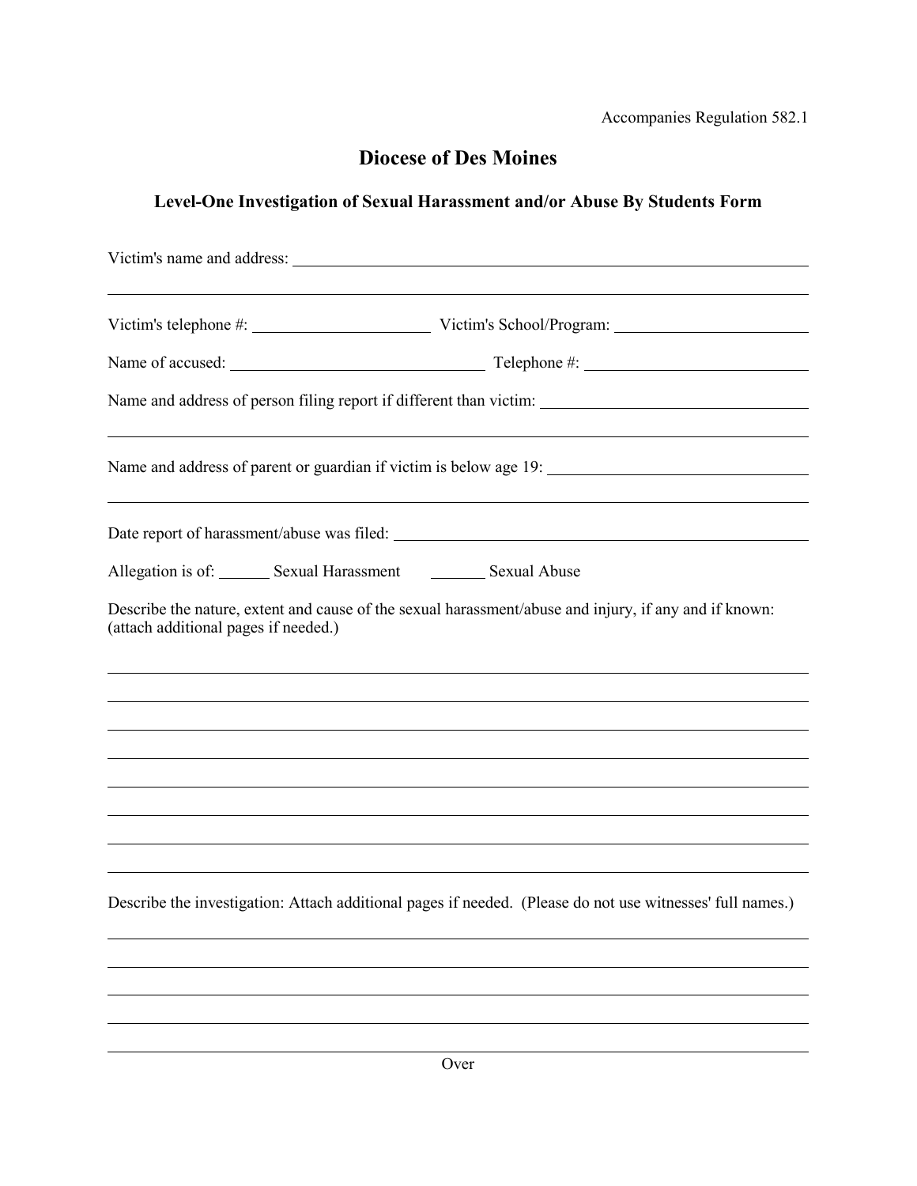Accompanies Regulation 582.1

# Diocese of Des Moines

## Level-One Investigation of Sexual Harassment and/or Abuse By Students Form

Victim's name and address: ______________________________________________

______________________________________________________________________

Victim's telephone #: ____________________ Victim's School/Program: ____________________

Name of accused: ____________________________ Telephone #: ________________________

Name and address of person filing report if different than victim: ____________________________

______________________________________________________________________

Name and address of parent or guardian if victim is below age 19: ____________________________

______________________________________________________________________

Date report of harassment/abuse was filed: ______________________________________________

Allegation is of: ______ Sexual Harassment ______ Sexual Abuse

Describe the nature, extent and cause of the sexual harassment/abuse and injury, if any and if known: (attach additional pages if needed.)

______________________________________________________________________

______________________________________________________________________

______________________________________________________________________

______________________________________________________________________

______________________________________________________________________

______________________________________________________________________

______________________________________________________________________

______________________________________________________________________

Describe the investigation: Attach additional pages if needed. (Please do not use witnesses' full names.)

______________________________________________________________________

______________________________________________________________________

______________________________________________________________________

______________________________________________________________________

______________________________________________________________________

Over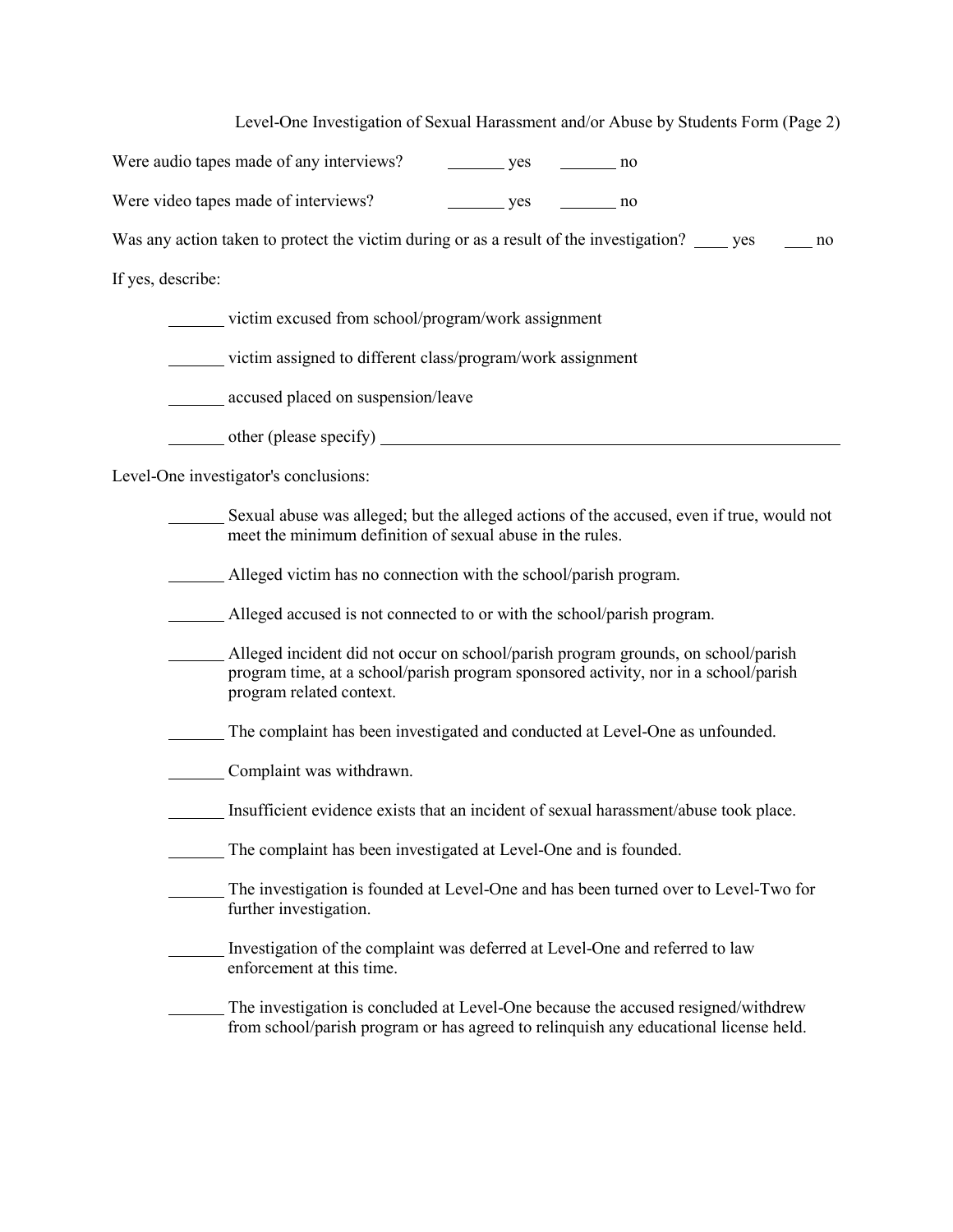Level-One Investigation of Sexual Harassment and/or Abuse by Students Form (Page 2)

Were audio tapes made of any interviews? _______ yes _______ no

Were video tapes made of interviews? _______ yes _______ no

Was any action taken to protect the victim during or as a result of the investigation? ____ yes ___ no

If yes, describe:

_______ victim excused from school/program/work assignment

_______ victim assigned to different class/program/work assignment

_______ accused placed on suspension/leave

_______ other (please specify) ________________________________________________________

Level-One investigator's conclusions:

_______ Sexual abuse was alleged; but the alleged actions of the accused, even if true, would not meet the minimum definition of sexual abuse in the rules.

_______ Alleged victim has no connection with the school/parish program.

_______ Alleged accused is not connected to or with the school/parish program.

_______ Alleged incident did not occur on school/parish program grounds, on school/parish program time, at a school/parish program sponsored activity, nor in a school/parish program related context.

_______ The complaint has been investigated and conducted at Level-One as unfounded.

_______ Complaint was withdrawn.

_______ Insufficient evidence exists that an incident of sexual harassment/abuse took place.

_______ The complaint has been investigated at Level-One and is founded.

_______ The investigation is founded at Level-One and has been turned over to Level-Two for further investigation.

_______ Investigation of the complaint was deferred at Level-One and referred to law enforcement at this time.

_______ The investigation is concluded at Level-One because the accused resigned/withdrew from school/parish program or has agreed to relinquish any educational license held.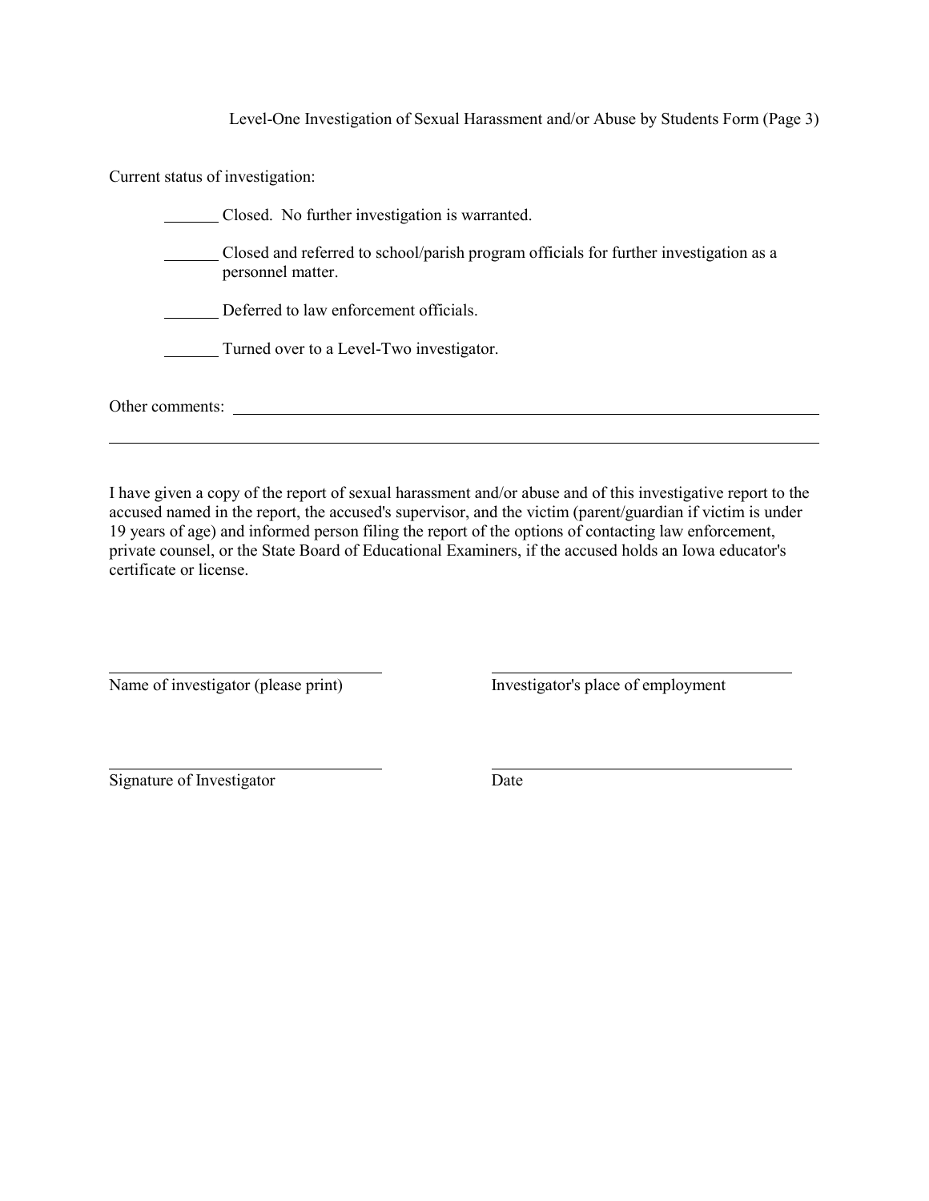Level-One Investigation of Sexual Harassment and/or Abuse by Students Form (Page 3)

Current status of investigation:

_______ Closed. No further investigation is warranted.

_______ Closed and referred to school/parish program officials for further investigation as a personnel matter.

_______ Deferred to law enforcement officials.

_______ Turned over to a Level-Two investigator.

Other comments: ______________________________________________________________________

______________________________________________________________________________________

I have given a copy of the report of sexual harassment and/or abuse and of this investigative report to the accused named in the report, the accused's supervisor, and the victim (parent/guardian if victim is under 19 years of age) and informed person filing the report of the options of contacting law enforcement, private counsel, or the State Board of Educational Examiners, if the accused holds an Iowa educator's certificate or license.

______________________________ ______________________________

Name of investigator (please print) Investigator's place of employment

______________________________ ______________________________

Signature of Investigator Date